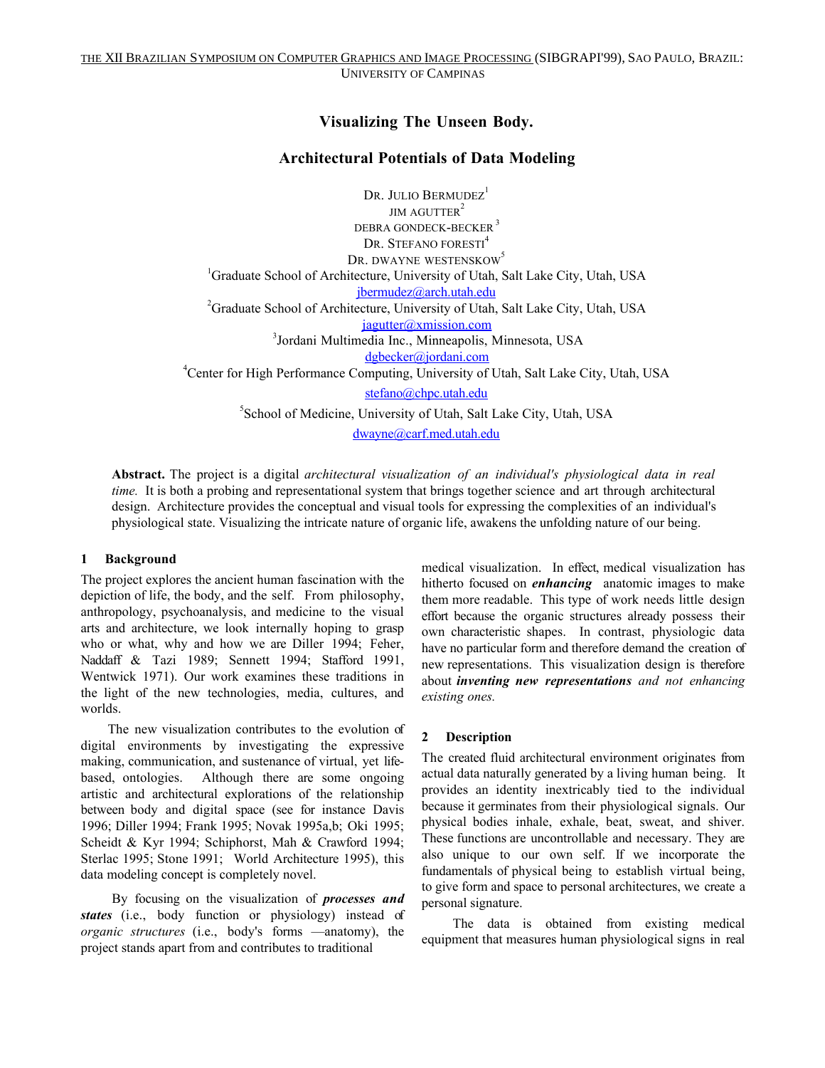THE XII BRAZILIAN SYMPOSIUM ON COMPUTER GRAPHICS AND IMAGE PROCESSING (SIBGRAPI'99), SAO PAULO, BRAZIL: UNIVERSITY OF CAMPINAS

# Visualizing The Unseen Body.

## Architectural Potentials of Data Modeling

DR. JULIO BERMUDEZ[1]
JIM AGUTTER[2]
DEBRA GONDECK-BECKER[3]
DR. STEFANO FORESTI[4]
DR. DWAYNE WESTENSKOW[5]

[1]Graduate School of Architecture, University of Utah, Salt Lake City, Utah, USA
jbermudez@arch.utah.edu

[2]Graduate School of Architecture, University of Utah, Salt Lake City, Utah, USA
jagutter@xmission.com

[3]Jordani Multimedia Inc., Minneapolis, Minnesota, USA
dgbecker@jordani.com

[4]Center for High Performance Computing, University of Utah, Salt Lake City, Utah, USA
stefano@chpc.utah.edu

[5]School of Medicine, University of Utah, Salt Lake City, Utah, USA
dwayne@carf.med.utah.edu

**Abstract.** The project is a digital *architectural visualization of an individual's physiological data in real time.* It is both a probing and representational system that brings together science and art through architectural design. Architecture provides the conceptual and visual tools for expressing the complexities of an individual's physiological state. Visualizing the intricate nature of organic life, awakens the unfolding nature of our being.

### 1 Background

The project explores the ancient human fascination with the depiction of life, the body, and the self. From philosophy, anthropology, psychoanalysis, and medicine to the visual arts and architecture, we look internally hoping to grasp who or what, why and how we are Diller 1994; Feher, Naddaff & Tazi 1989; Sennett 1994; Stafford 1991, Wentwick 1971). Our work examines these traditions in the light of the new technologies, media, cultures, and worlds.

The new visualization contributes to the evolution of digital environments by investigating the expressive making, communication, and sustenance of virtual, yet life-based, ontologies. Although there are some ongoing artistic and architectural explorations of the relationship between body and digital space (see for instance Davis 1996; Diller 1994; Frank 1995; Novak 1995a,b; Oki 1995; Scheidt & Kyr 1994; Schiphorst, Mah & Crawford 1994; Sterlac 1995; Stone 1991; World Architecture 1995), this data modeling concept is completely novel.

By focusing on the visualization of ***processes and states*** (i.e., body function or physiology) instead of *organic structures* (i.e., body's forms —anatomy), the project stands apart from and contributes to traditional medical visualization. In effect, medical visualization has hitherto focused on ***enhancing*** anatomic images to make them more readable. This type of work needs little design effort because the organic structures already possess their own characteristic shapes. In contrast, physiologic data have no particular form and therefore demand the creation of new representations. This visualization design is therefore about ***inventing new representations*** *and not enhancing existing ones.*

### 2 Description

The created fluid architectural environment originates from actual data naturally generated by a living human being. It provides an identity inextricably tied to the individual because it germinates from their physiological signals. Our physical bodies inhale, exhale, beat, sweat, and shiver. These functions are uncontrollable and necessary. They are also unique to our own self. If we incorporate the fundamentals of physical being to establish virtual being, to give form and space to personal architectures, we create a personal signature.

The data is obtained from existing medical equipment that measures human physiological signs in real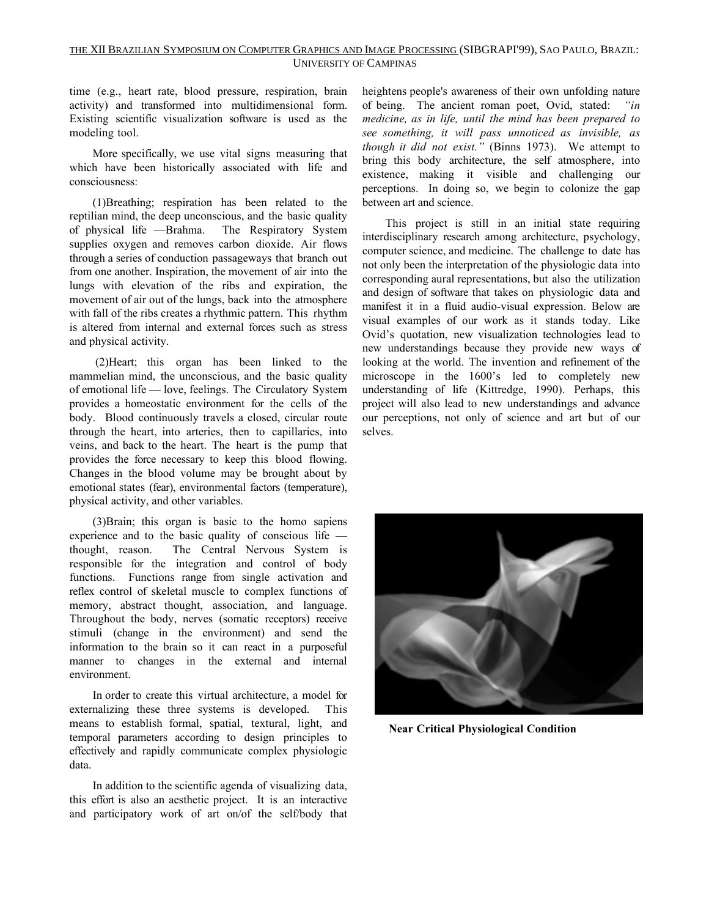time (e.g., heart rate, blood pressure, respiration, brain activity) and transformed into multidimensional form. Existing scientific visualization software is used as the modeling tool.

More specifically, we use vital signs measuring that which have been historically associated with life and consciousness:

(1)Breathing; respiration has been related to the reptilian mind, the deep unconscious, and the basic quality of physical life —Brahma. The Respiratory System supplies oxygen and removes carbon dioxide. Air flows through a series of conduction passageways that branch out from one another. Inspiration, the movement of air into the lungs with elevation of the ribs and expiration, the movement of air out of the lungs, back into the atmosphere with fall of the ribs creates a rhythmic pattern. This rhythm is altered from internal and external forces such as stress and physical activity.

(2)Heart; this organ has been linked to the mammelian mind, the unconscious, and the basic quality of emotional life — love, feelings. The Circulatory System provides a homeostatic environment for the cells of the body. Blood continuously travels a closed, circular route through the heart, into arteries, then to capillaries, into veins, and back to the heart. The heart is the pump that provides the force necessary to keep this blood flowing. Changes in the blood volume may be brought about by emotional states (fear), environmental factors (temperature), physical activity, and other variables.

(3)Brain; this organ is basic to the homo sapiens experience and to the basic quality of conscious life — thought, reason. The Central Nervous System is responsible for the integration and control of body functions. Functions range from single activation and reflex control of skeletal muscle to complex functions of memory, abstract thought, association, and language. Throughout the body, nerves (somatic receptors) receive stimuli (change in the environment) and send the information to the brain so it can react in a purposeful manner to changes in the external and internal environment.

In order to create this virtual architecture, a model for externalizing these three systems is developed. This means to establish formal, spatial, textural, light, and temporal parameters according to design principles to effectively and rapidly communicate complex physiologic data.

In addition to the scientific agenda of visualizing data, this effort is also an aesthetic project. It is an interactive and participatory work of art on/of the self/body that heightens people's awareness of their own unfolding nature of being. The ancient roman poet, Ovid, stated: *"in medicine, as in life, until the mind has been prepared to see something, it will pass unnoticed as invisible, as though it did not exist."* (Binns 1973). We attempt to bring this body architecture, the self atmosphere, into existence, making it visible and challenging our perceptions. In doing so, we begin to colonize the gap between art and science.

This project is still in an initial state requiring interdisciplinary research among architecture, psychology, computer science, and medicine. The challenge to date has not only been the interpretation of the physiologic data into corresponding aural representations, but also the utilization and design of software that takes on physiologic data and manifest it in a fluid audio-visual expression. Below are visual examples of our work as it stands today. Like Ovid's quotation, new visualization technologies lead to new understandings because they provide new ways of looking at the world. The invention and refinement of the microscope in the 1600's led to completely new understanding of life (Kittredge, 1990). Perhaps, this project will also lead to new understandings and advance our perceptions, not only of science and art but of our selves.

**Near Critical Physiological Condition**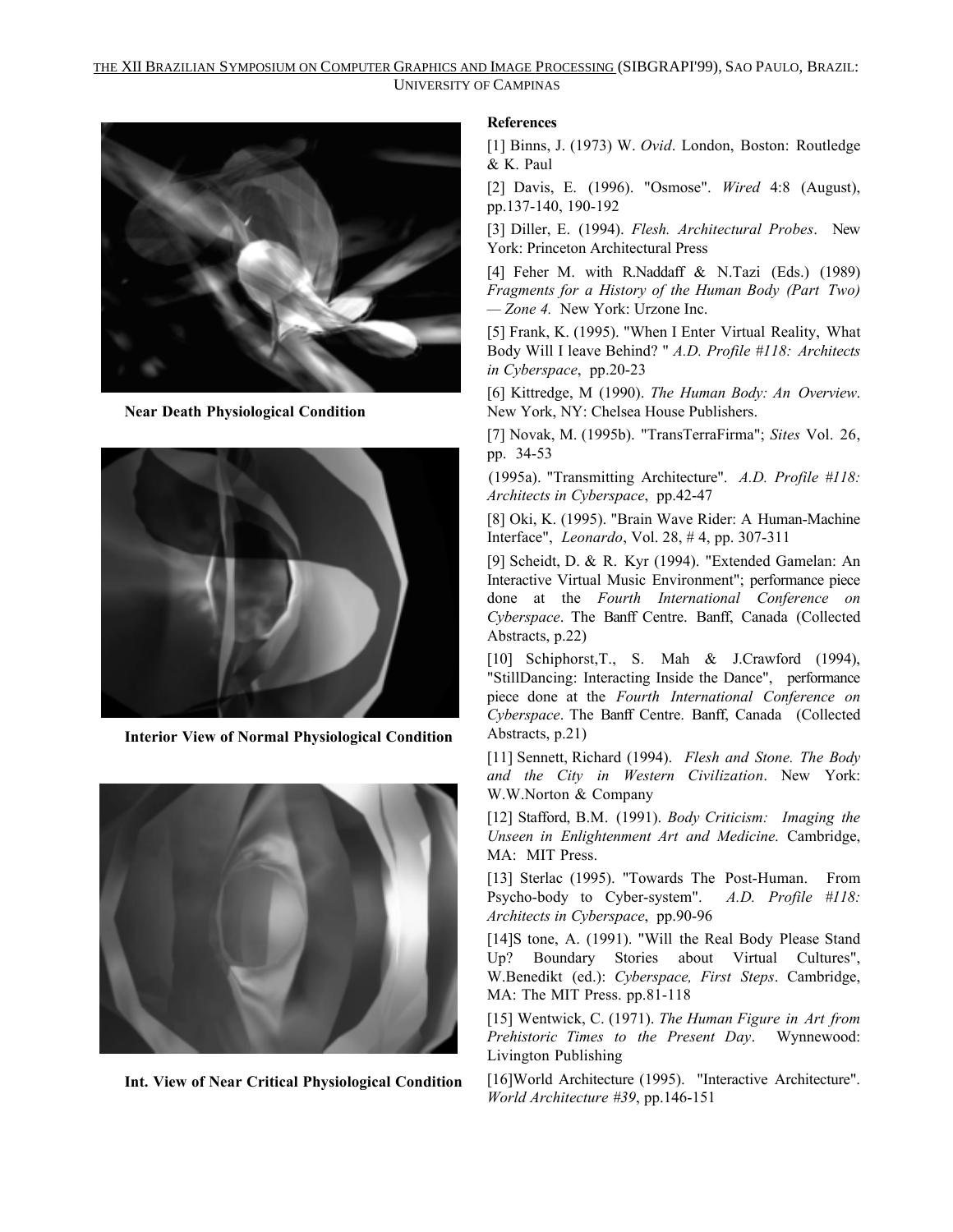Near Death Physiological Condition

Interior View of Normal Physiological Condition

Int. View of Near Critical Physiological Condition

**References**

[1] Binns, J. (1973) W. *Ovid*. London, Boston: Routledge & K. Paul

[2] Davis, E. (1996). "Osmose". *Wired* 4:8 (August), pp.137-140, 190-192

[3] Diller, E. (1994). *Flesh. Architectural Probes*. New York: Princeton Architectural Press

[4] Feher M. with R.Naddaff & N.Tazi (Eds.) (1989) *Fragments for a History of the Human Body (Part Two) — Zone 4.* New York: Urzone Inc.

[5] Frank, K. (1995). "When I Enter Virtual Reality, What Body Will I leave Behind? " *A.D. Profile #118: Architects in Cyberspace*, pp.20-23

[6] Kittredge, M (1990). *The Human Body: An Overview*. New York, NY: Chelsea House Publishers.

[7] Novak, M. (1995b). "TransTerraFirma"; *Sites* Vol. 26, pp. 34-53

(1995a). "Transmitting Architecture". *A.D. Profile #118: Architects in Cyberspace*, pp.42-47

[8] Oki, K. (1995). "Brain Wave Rider: A Human-Machine Interface", *Leonardo*, Vol. 28, # 4, pp. 307-311

[9] Scheidt, D. & R. Kyr (1994). "Extended Gamelan: An Interactive Virtual Music Environment"; performance piece done at the *Fourth International Conference on Cyberspace*. The Banff Centre. Banff, Canada (Collected Abstracts, p.22)

[10] Schiphorst,T., S. Mah & J.Crawford (1994), "StillDancing: Interacting Inside the Dance", performance piece done at the *Fourth International Conference on Cyberspace*. The Banff Centre. Banff, Canada (Collected Abstracts, p.21)

[11] Sennett, Richard (1994). *Flesh and Stone. The Body and the City in Western Civilization*. New York: W.W.Norton & Company

[12] Stafford, B.M. (1991). *Body Criticism: Imaging the Unseen in Enlightenment Art and Medicine*. Cambridge, MA: MIT Press.

[13] Sterlac (1995). "Towards The Post-Human. From Psycho-body to Cyber-system". *A.D. Profile #118: Architects in Cyberspace*, pp.90-96

[14]S tone, A. (1991). "Will the Real Body Please Stand Up? Boundary Stories about Virtual Cultures", W.Benedikt (ed.): *Cyberspace, First Steps*. Cambridge, MA: The MIT Press. pp.81-118

[15] Wentwick, C. (1971). *The Human Figure in Art from Prehistoric Times to the Present Day*. Wynnewood: Livington Publishing

[16]World Architecture (1995). "Interactive Architecture". *World Architecture #39*, pp.146-151